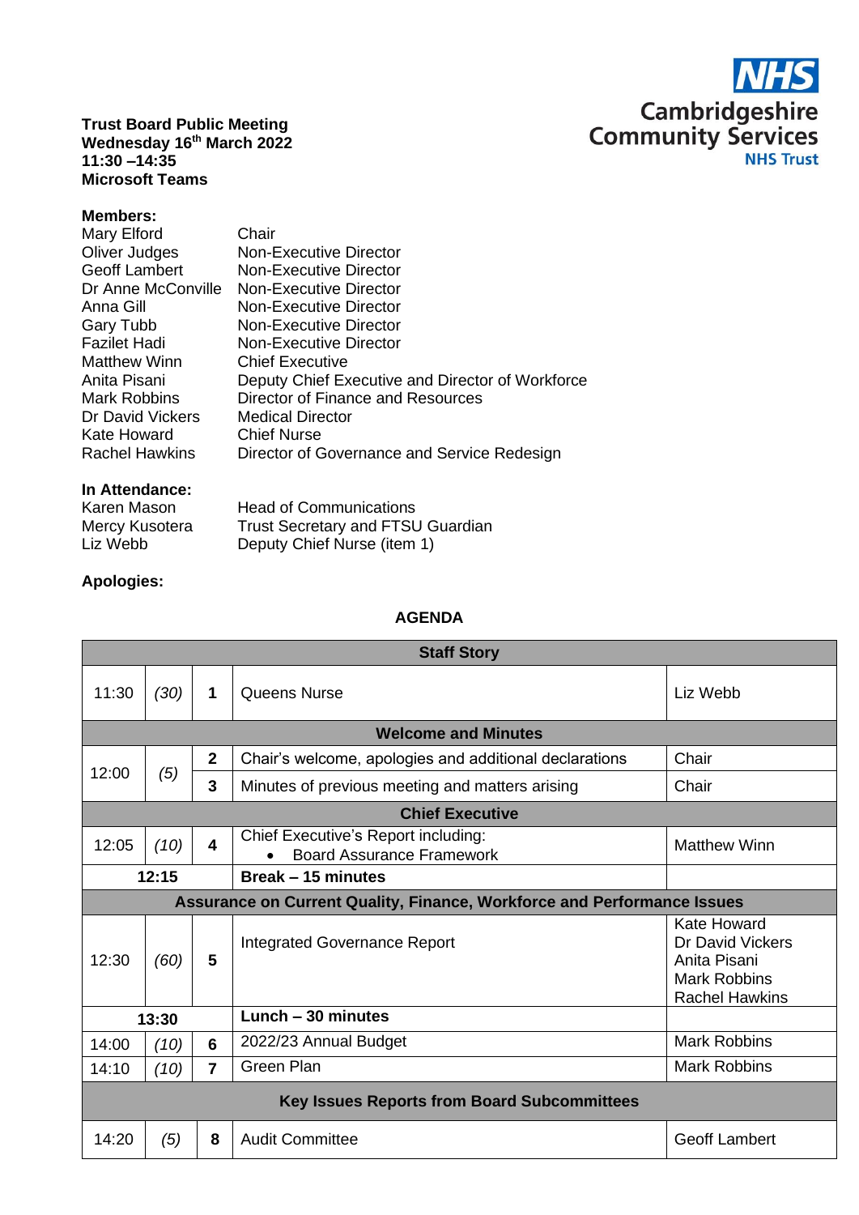**NHS Cambridgeshire Community Services NHS Trust**

**Trust Board Public Meeting**
**Wednesday 16th March 2022**
**11:30 –14:35**
**Microsoft Teams**

**Members:**

| | |
|---|---|
| Mary Elford | Chair |
| Oliver Judges | Non-Executive Director |
| Geoff Lambert | Non-Executive Director |
| Dr Anne McConville | Non-Executive Director |
| Anna Gill | Non-Executive Director |
| Gary Tubb | Non-Executive Director |
| Fazilet Hadi | Non-Executive Director |
| Matthew Winn | Chief Executive |
| Anita Pisani | Deputy Chief Executive and Director of Workforce |
| Mark Robbins | Director of Finance and Resources |
| Dr David Vickers | Medical Director |
| Kate Howard | Chief Nurse |
| Rachel Hawkins | Director of Governance and Service Redesign |

**In Attendance:**

| | |
|---|---|
| Karen Mason | Head of Communications |
| Mercy Kusotera | Trust Secretary and FTSU Guardian |
| Liz Webb | Deputy Chief Nurse (item 1) |

**Apologies:**

## AGENDA

| | | | | |
|---|---|---|---|---|
| **Staff Story** | | | | |
| 11:30 | *(30)* | **1** | Queens Nurse | Liz Webb |
| **Welcome and Minutes** | | | | |
| 12:00 | *(5)* | **2** | Chair's welcome, apologies and additional declarations | Chair |
| | | **3** | Minutes of previous meeting and matters arising | Chair |
| **Chief Executive** | | | | |
| 12:05 | *(10)* | **4** | Chief Executive's Report including:<br>• Board Assurance Framework | Matthew Winn |
| **12:15** | | | **Break – 15 minutes** | |
| **Assurance on Current Quality, Finance, Workforce and Performance Issues** | | | | |
| 12:30 | *(60)* | **5** | Integrated Governance Report | Kate Howard<br>Dr David Vickers<br>Anita Pisani<br>Mark Robbins<br>Rachel Hawkins |
| **13:30** | | | **Lunch – 30 minutes** | |
| 14:00 | *(10)* | **6** | 2022/23 Annual Budget | Mark Robbins |
| 14:10 | *(10)* | **7** | Green Plan | Mark Robbins |
| **Key Issues Reports from Board Subcommittees** | | | | |
| 14:20 | *(5)* | **8** | Audit Committee | Geoff Lambert |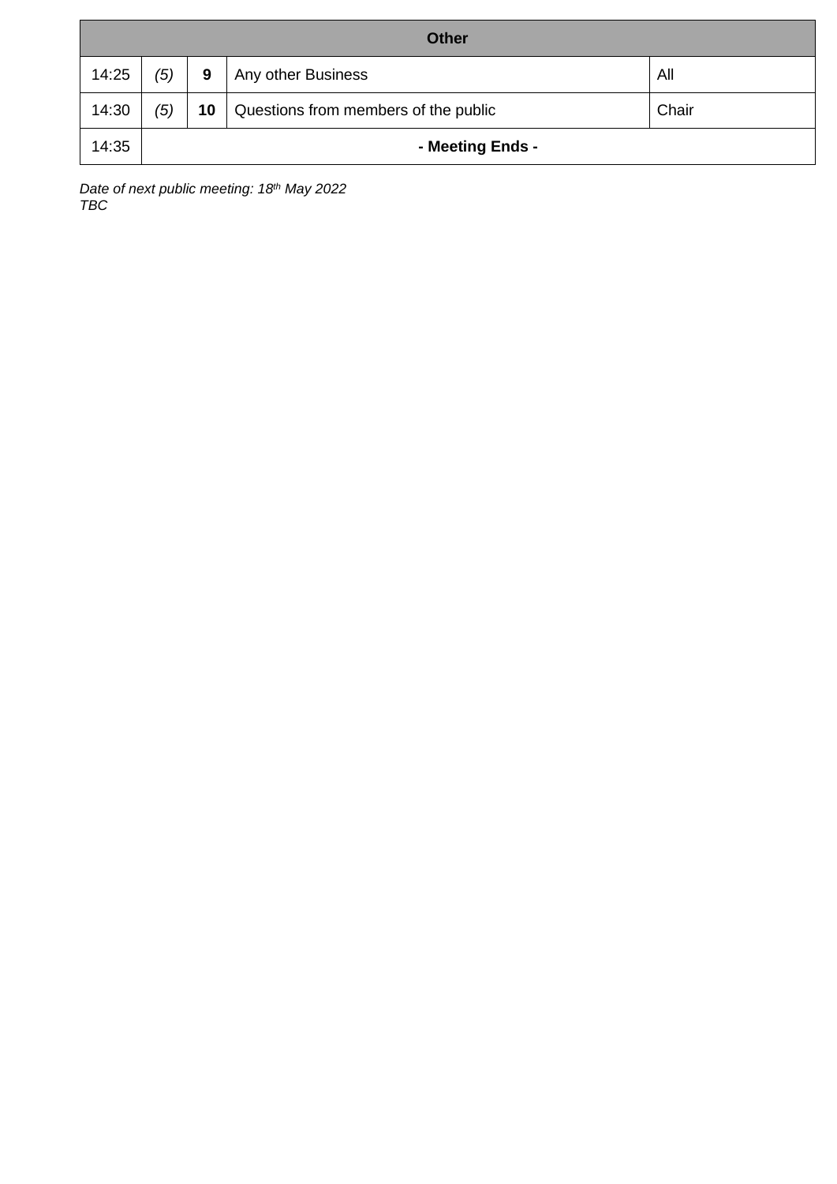| | | | | |
|---|---|---|---|---|
| **Other** | | | | |
| 14:25 | *(5)* | **9** | Any other Business | All |
| 14:30 | *(5)* | **10** | Questions from members of the public | Chair |
| 14:35 | **- Meeting Ends -** | | | |

*Date of next public meeting: 18th May 2022*
*TBC*